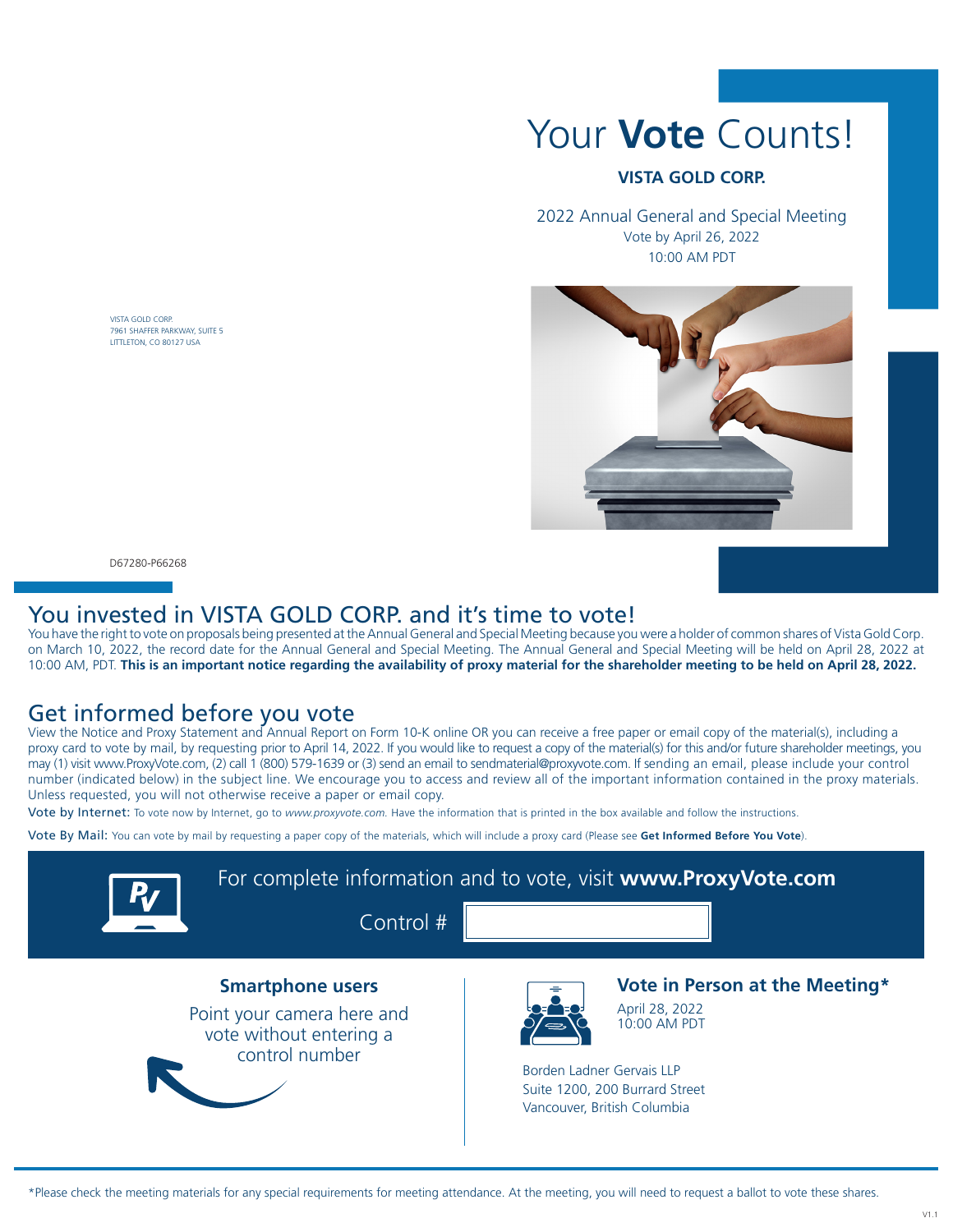# Your **Vote** Counts!

**VISTA GOLD CORP.**

2022 Annual General and Special Meeting
Vote by April 26, 2022
10:00 AM PDT

VISTA GOLD CORP.
7961 SHAFFER PARKWAY, SUITE 5
LITTLETON, CO 80127 USA

D67280-P66268

## You invested in VISTA GOLD CORP. and it's time to vote!

You have the right to vote on proposals being presented at the Annual General and Special Meeting because you were a holder of common shares of Vista Gold Corp. on March 10, 2022, the record date for the Annual General and Special Meeting. The Annual General and Special Meeting will be held on April 28, 2022 at 10:00 AM, PDT. **This is an important notice regarding the availability of proxy material for the shareholder meeting to be held on April 28, 2022.**

## Get informed before you vote

View the Notice and Proxy Statement and Annual Report on Form 10-K online OR you can receive a free paper or email copy of the material(s), including a proxy card to vote by mail, by requesting prior to April 14, 2022. If you would like to request a copy of the material(s) for this and/or future shareholder meetings, you may (1) visit www.ProxyVote.com, (2) call 1 (800) 579-1639 or (3) send an email to sendmaterial@proxyvote.com. If sending an email, please include your control number (indicated below) in the subject line. We encourage you to access and review all of the important information contained in the proxy materials. Unless requested, you will not otherwise receive a paper or email copy.

Vote by Internet: To vote now by Internet, go to *www.proxyvote.com.* Have the information that is printed in the box available and follow the instructions.

Vote By Mail: You can vote by mail by requesting a paper copy of the materials, which will include a proxy card (Please see **Get Informed Before You Vote**).

For complete information and to vote, visit **www.ProxyVote.com**

Control #

**Smartphone users**

Point your camera here and vote without entering a control number

**Vote in Person at the Meeting***

April 28, 2022
10:00 AM PDT

Borden Ladner Gervais LLP
Suite 1200, 200 Burrard Street
Vancouver, British Columbia

*Please check the meeting materials for any special requirements for meeting attendance. At the meeting, you will need to request a ballot to vote these shares.

V1.1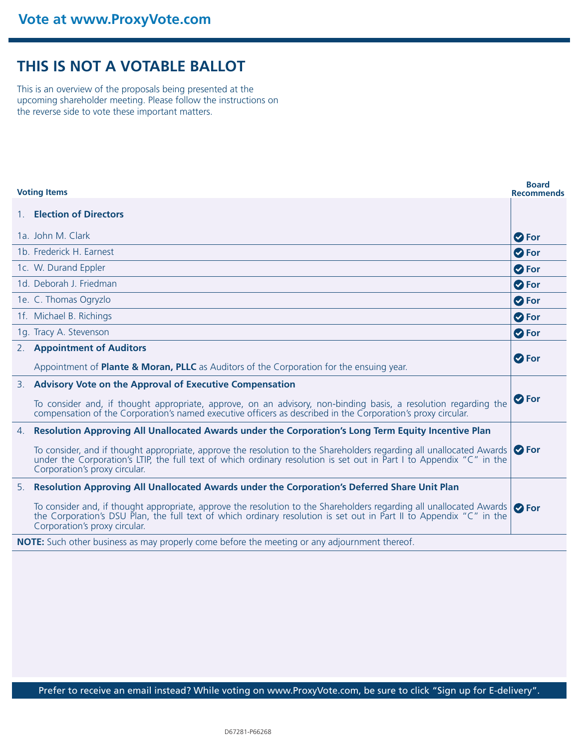**Vote at www.ProxyVote.com**

# THIS IS NOT A VOTABLE BALLOT

This is an overview of the proposals being presented at the upcoming shareholder meeting. Please follow the instructions on the reverse side to vote these important matters.

| Voting Items | Board Recommends |
|---|---|
| 1. **Election of Directors** | |
| 1a. John M. Clark | For |
| 1b. Frederick H. Earnest | For |
| 1c. W. Durand Eppler | For |
| 1d. Deborah J. Friedman | For |
| 1e. C. Thomas Ogryzlo | For |
| 1f. Michael B. Richings | For |
| 1g. Tracy A. Stevenson | For |
| 2. **Appointment of Auditors** Appointment of **Plante & Moran, PLLC** as Auditors of the Corporation for the ensuing year. | For |
| 3. **Advisory Vote on the Approval of Executive Compensation** To consider and, if thought appropriate, approve, on an advisory, non-binding basis, a resolution regarding the compensation of the Corporation's named executive officers as described in the Corporation's proxy circular. | For |
| 4. **Resolution Approving All Unallocated Awards under the Corporation's Long Term Equity Incentive Plan** To consider, and if thought appropriate, approve the resolution to the Shareholders regarding all unallocated Awards under the Corporation's LTIP, the full text of which ordinary resolution is set out in Part I to Appendix "C" in the Corporation's proxy circular. | For |
| 5. **Resolution Approving All Unallocated Awards under the Corporation's Deferred Share Unit Plan** To consider, and if thought appropriate, approve the resolution to the Shareholders regarding all unallocated Awards the Corporation's DSU Plan, the full text of which ordinary resolution is set out in Part II to Appendix "C" in the Corporation's proxy circular. | For |

**NOTE:** Such other business as may properly come before the meeting or any adjournment thereof.

Prefer to receive an email instead? While voting on www.ProxyVote.com, be sure to click "Sign up for E-delivery".

D67281-P66268